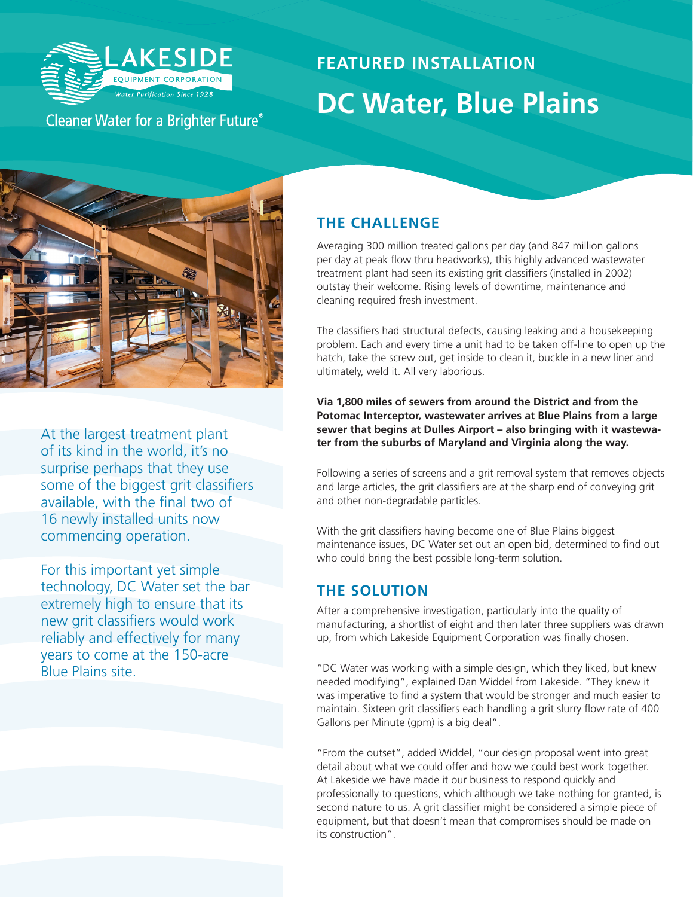LAKESIDE
EQUIPMENT CORPORATION
Water Purification Since 1928

Cleaner Water for a Brighter Future®

# FEATURED INSTALLATION

# DC Water, Blue Plains

At the largest treatment plant of its kind in the world, it's no surprise perhaps that they use some of the biggest grit classifiers available, with the final two of 16 newly installed units now commencing operation.

For this important yet simple technology, DC Water set the bar extremely high to ensure that its new grit classifiers would work reliably and effectively for many years to come at the 150-acre Blue Plains site.

## THE CHALLENGE

Averaging 300 million treated gallons per day (and 847 million gallons per day at peak flow thru headworks), this highly advanced wastewater treatment plant had seen its existing grit classifiers (installed in 2002) outstay their welcome. Rising levels of downtime, maintenance and cleaning required fresh investment.

The classifiers had structural defects, causing leaking and a housekeeping problem. Each and every time a unit had to be taken off-line to open up the hatch, take the screw out, get inside to clean it, buckle in a new liner and ultimately, weld it. All very laborious.

**Via 1,800 miles of sewers from around the District and from the Potomac Interceptor, wastewater arrives at Blue Plains from a large sewer that begins at Dulles Airport – also bringing with it wastewater from the suburbs of Maryland and Virginia along the way.**

Following a series of screens and a grit removal system that removes objects and large articles, the grit classifiers are at the sharp end of conveying grit and other non-degradable particles.

With the grit classifiers having become one of Blue Plains biggest maintenance issues, DC Water set out an open bid, determined to find out who could bring the best possible long-term solution.

## THE SOLUTION

After a comprehensive investigation, particularly into the quality of manufacturing, a shortlist of eight and then later three suppliers was drawn up, from which Lakeside Equipment Corporation was finally chosen.

"DC Water was working with a simple design, which they liked, but knew needed modifying", explained Dan Widdel from Lakeside. "They knew it was imperative to find a system that would be stronger and much easier to maintain. Sixteen grit classifiers each handling a grit slurry flow rate of 400 Gallons per Minute (gpm) is a big deal".

"From the outset", added Widdel, "our design proposal went into great detail about what we could offer and how we could best work together. At Lakeside we have made it our business to respond quickly and professionally to questions, which although we take nothing for granted, is second nature to us. A grit classifier might be considered a simple piece of equipment, but that doesn't mean that compromises should be made on its construction".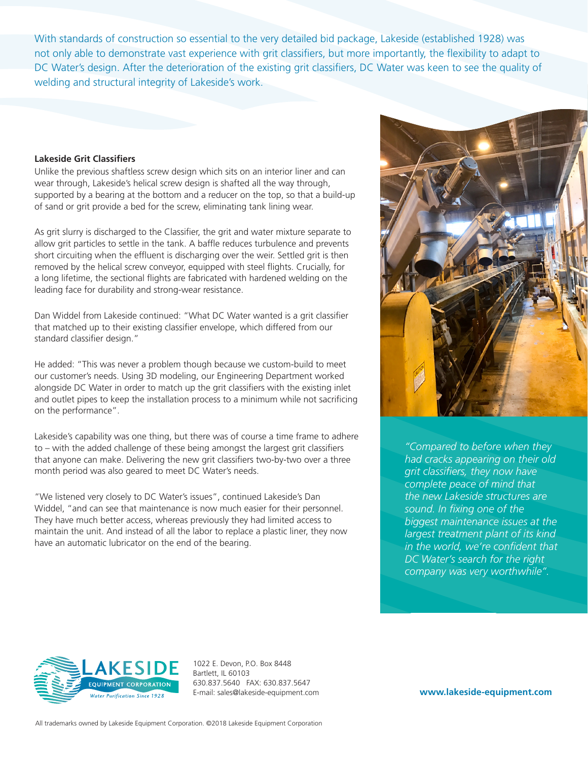With standards of construction so essential to the very detailed bid package, Lakeside (established 1928) was not only able to demonstrate vast experience with grit classifiers, but more importantly, the flexibility to adapt to DC Water's design. After the deterioration of the existing grit classifiers, DC Water was keen to see the quality of welding and structural integrity of Lakeside's work.

**Lakeside Grit Classifiers**

Unlike the previous shaftless screw design which sits on an interior liner and can wear through, Lakeside's helical screw design is shafted all the way through, supported by a bearing at the bottom and a reducer on the top, so that a build-up of sand or grit provide a bed for the screw, eliminating tank lining wear.

As grit slurry is discharged to the Classifier, the grit and water mixture separate to allow grit particles to settle in the tank. A baffle reduces turbulence and prevents short circuiting when the effluent is discharging over the weir. Settled grit is then removed by the helical screw conveyor, equipped with steel flights. Crucially, for a long lifetime, the sectional flights are fabricated with hardened welding on the leading face for durability and strong-wear resistance.

Dan Widdel from Lakeside continued: "What DC Water wanted is a grit classifier that matched up to their existing classifier envelope, which differed from our standard classifier design."

He added: "This was never a problem though because we custom-build to meet our customer's needs. Using 3D modeling, our Engineering Department worked alongside DC Water in order to match up the grit classifiers with the existing inlet and outlet pipes to keep the installation process to a minimum while not sacrificing on the performance".

Lakeside's capability was one thing, but there was of course a time frame to adhere to – with the added challenge of these being amongst the largest grit classifiers that anyone can make. Delivering the new grit classifiers two-by-two over a three month period was also geared to meet DC Water's needs.

"We listened very closely to DC Water's issues", continued Lakeside's Dan Widdel, "and can see that maintenance is now much easier for their personnel. They have much better access, whereas previously they had limited access to maintain the unit. And instead of all the labor to replace a plastic liner, they now have an automatic lubricator on the end of the bearing.

*"Compared to before when they had cracks appearing on their old grit classifiers, they now have complete peace of mind that the new Lakeside structures are sound. In fixing one of the biggest maintenance issues at the largest treatment plant of its kind in the world, we're confident that DC Water's search for the right company was very worthwhile".*

LAKESIDE EQUIPMENT CORPORATION
Water Purification Since 1928

1022 E. Devon, P.O. Box 8448
Bartlett, IL 60103
630.837.5640 FAX: 630.837.5647
E-mail: sales@lakeside-equipment.com

**www.lakeside-equipment.com**

All trademarks owned by Lakeside Equipment Corporation. ©2018 Lakeside Equipment Corporation